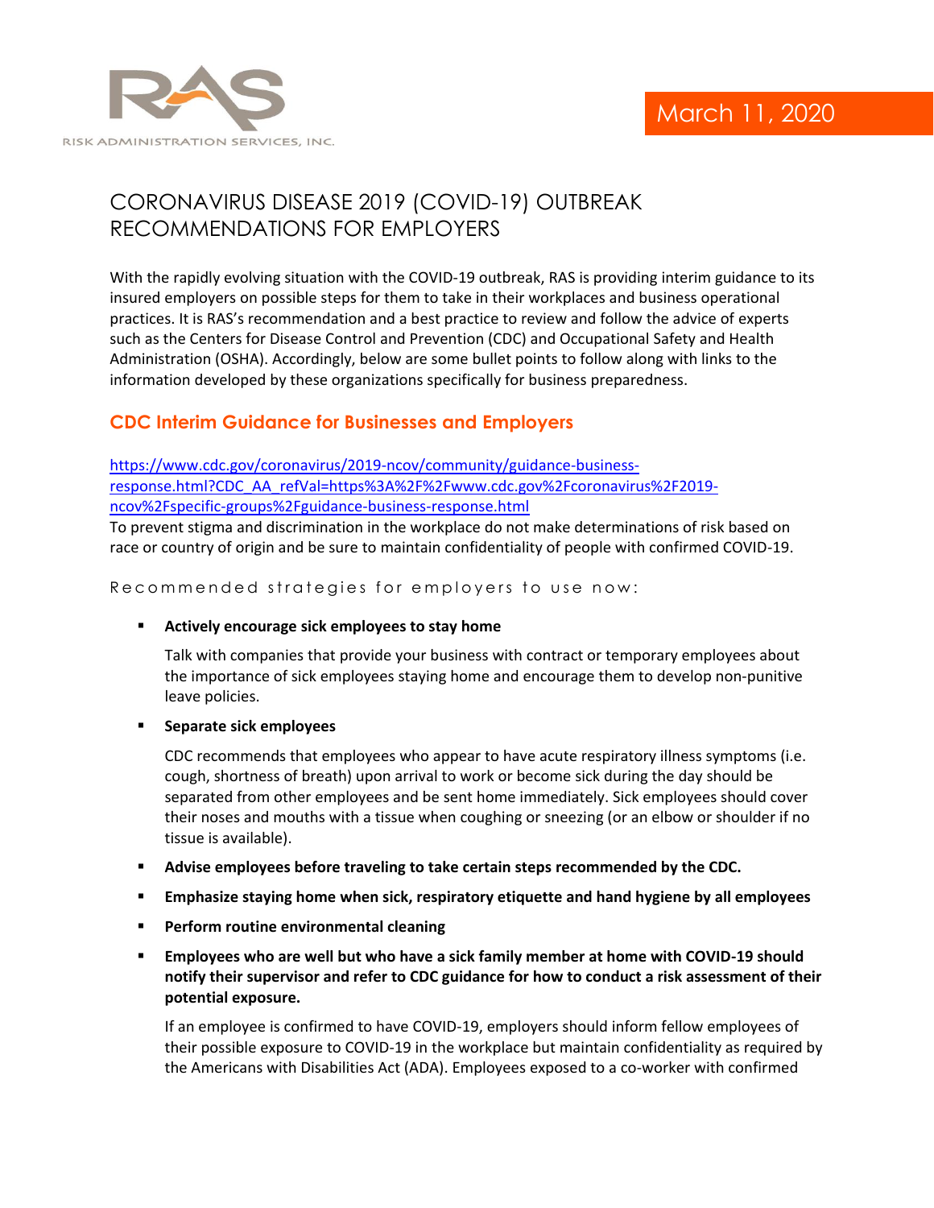RISK ADMINISTRATION SERVICES, INC.

March 11, 2020

# CORONAVIRUS DISEASE 2019 (COVID-19) OUTBREAK RECOMMENDATIONS FOR EMPLOYERS

With the rapidly evolving situation with the COVID-19 outbreak, RAS is providing interim guidance to its insured employers on possible steps for them to take in their workplaces and business operational practices. It is RAS's recommendation and a best practice to review and follow the advice of experts such as the Centers for Disease Control and Prevention (CDC) and Occupational Safety and Health Administration (OSHA). Accordingly, below are some bullet points to follow along with links to the information developed by these organizations specifically for business preparedness.

## CDC Interim Guidance for Businesses and Employers

https://www.cdc.gov/coronavirus/2019-ncov/community/guidance-business-response.html?CDC_AA_refVal=https%3A%2F%2Fwww.cdc.gov%2Fcoronavirus%2F2019-ncov%2Fspecific-groups%2Fguidance-business-response.html

To prevent stigma and discrimination in the workplace do not make determinations of risk based on race or country of origin and be sure to maintain confidentiality of people with confirmed COVID-19.

Recommended strategies for employers to use now:

- **Actively encourage sick employees to stay home**

  Talk with companies that provide your business with contract or temporary employees about the importance of sick employees staying home and encourage them to develop non-punitive leave policies.

- **Separate sick employees**

  CDC recommends that employees who appear to have acute respiratory illness symptoms (i.e. cough, shortness of breath) upon arrival to work or become sick during the day should be separated from other employees and be sent home immediately. Sick employees should cover their noses and mouths with a tissue when coughing or sneezing (or an elbow or shoulder if no tissue is available).

- **Advise employees before traveling to take certain steps recommended by the CDC.**
- **Emphasize staying home when sick, respiratory etiquette and hand hygiene by all employees**
- **Perform routine environmental cleaning**
- **Employees who are well but who have a sick family member at home with COVID-19 should notify their supervisor and refer to CDC guidance for how to conduct a risk assessment of their potential exposure.**

  If an employee is confirmed to have COVID-19, employers should inform fellow employees of their possible exposure to COVID-19 in the workplace but maintain confidentiality as required by the Americans with Disabilities Act (ADA). Employees exposed to a co-worker with confirmed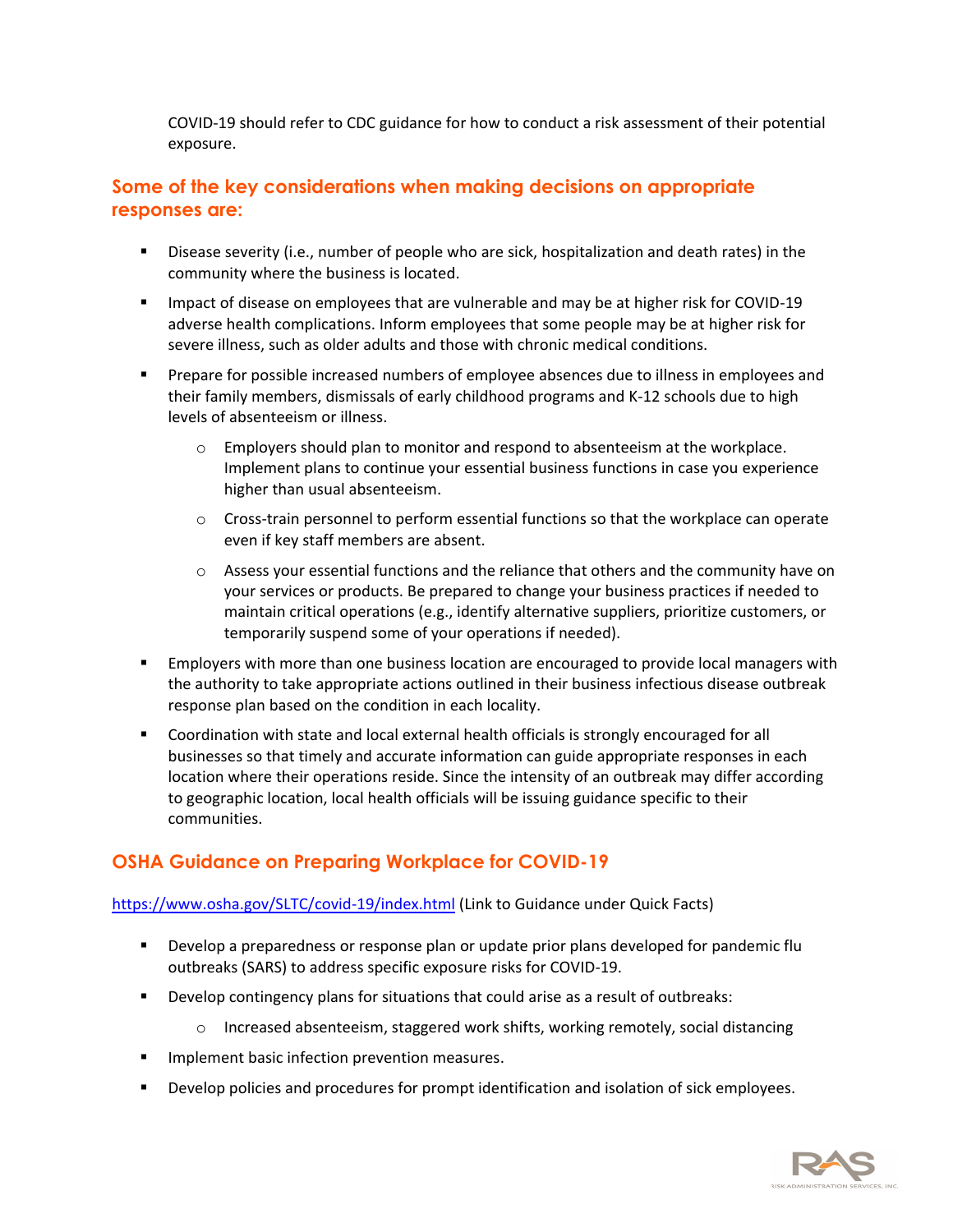COVID-19 should refer to CDC guidance for how to conduct a risk assessment of their potential exposure.

## Some of the key considerations when making decisions on appropriate responses are:

- Disease severity (i.e., number of people who are sick, hospitalization and death rates) in the community where the business is located.
- Impact of disease on employees that are vulnerable and may be at higher risk for COVID-19 adverse health complications. Inform employees that some people may be at higher risk for severe illness, such as older adults and those with chronic medical conditions.
- Prepare for possible increased numbers of employee absences due to illness in employees and their family members, dismissals of early childhood programs and K-12 schools due to high levels of absenteeism or illness.
  - Employers should plan to monitor and respond to absenteeism at the workplace. Implement plans to continue your essential business functions in case you experience higher than usual absenteeism.
  - Cross-train personnel to perform essential functions so that the workplace can operate even if key staff members are absent.
  - Assess your essential functions and the reliance that others and the community have on your services or products. Be prepared to change your business practices if needed to maintain critical operations (e.g., identify alternative suppliers, prioritize customers, or temporarily suspend some of your operations if needed).
- Employers with more than one business location are encouraged to provide local managers with the authority to take appropriate actions outlined in their business infectious disease outbreak response plan based on the condition in each locality.
- Coordination with state and local external health officials is strongly encouraged for all businesses so that timely and accurate information can guide appropriate responses in each location where their operations reside. Since the intensity of an outbreak may differ according to geographic location, local health officials will be issuing guidance specific to their communities.

## OSHA Guidance on Preparing Workplace for COVID-19

https://www.osha.gov/SLTC/covid-19/index.html (Link to Guidance under Quick Facts)

- Develop a preparedness or response plan or update prior plans developed for pandemic flu outbreaks (SARS) to address specific exposure risks for COVID-19.
- Develop contingency plans for situations that could arise as a result of outbreaks:
  - Increased absenteeism, staggered work shifts, working remotely, social distancing
- Implement basic infection prevention measures.
- Develop policies and procedures for prompt identification and isolation of sick employees.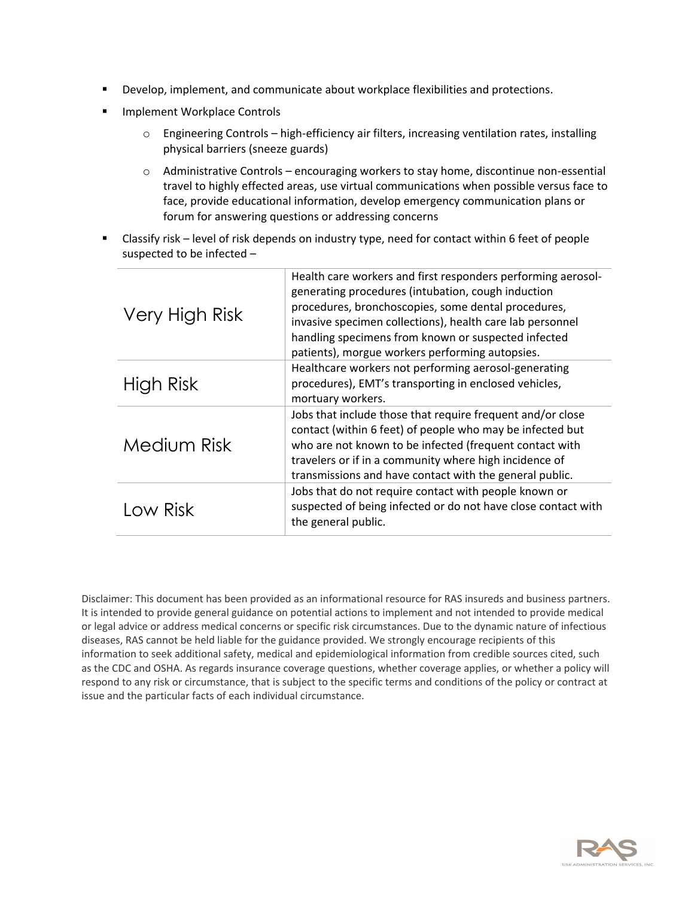- Develop, implement, and communicate about workplace flexibilities and protections.
- Implement Workplace Controls
  - Engineering Controls – high-efficiency air filters, increasing ventilation rates, installing physical barriers (sneeze guards)
  - Administrative Controls – encouraging workers to stay home, discontinue non-essential travel to highly effected areas, use virtual communications when possible versus face to face, provide educational information, develop emergency communication plans or forum for answering questions or addressing concerns
- Classify risk – level of risk depends on industry type, need for contact within 6 feet of people suspected to be infected –

| | |
|---|---|
| Very High Risk | Health care workers and first responders performing aerosol-generating procedures (intubation, cough induction procedures, bronchoscopies, some dental procedures, invasive specimen collections), health care lab personnel handling specimens from known or suspected infected patients), morgue workers performing autopsies. |
| High Risk | Healthcare workers not performing aerosol-generating procedures), EMT's transporting in enclosed vehicles, mortuary workers. |
| Medium Risk | Jobs that include those that require frequent and/or close contact (within 6 feet) of people who may be infected but who are not known to be infected (frequent contact with travelers or if in a community where high incidence of transmissions and have contact with the general public. |
| Low Risk | Jobs that do not require contact with people known or suspected of being infected or do not have close contact with the general public. |

Disclaimer: This document has been provided as an informational resource for RAS insureds and business partners. It is intended to provide general guidance on potential actions to implement and not intended to provide medical or legal advice or address medical concerns or specific risk circumstances. Due to the dynamic nature of infectious diseases, RAS cannot be held liable for the guidance provided. We strongly encourage recipients of this information to seek additional safety, medical and epidemiological information from credible sources cited, such as the CDC and OSHA. As regards insurance coverage questions, whether coverage applies, or whether a policy will respond to any risk or circumstance, that is subject to the specific terms and conditions of the policy or contract at issue and the particular facts of each individual circumstance.